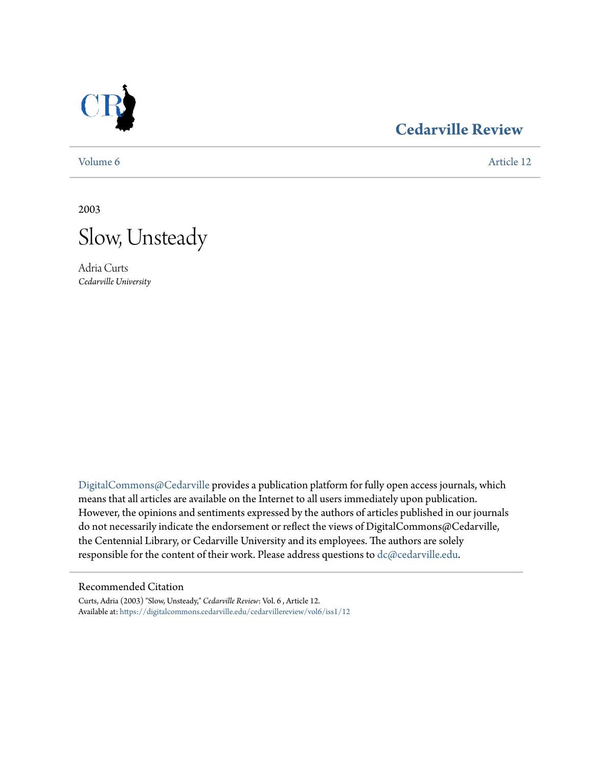Cedarville Review

Volume 6 | Article 12

2003

# Slow, Unsteady

Adria Curts
*Cedarville University*

DigitalCommons@Cedarville provides a publication platform for fully open access journals, which means that all articles are available on the Internet to all users immediately upon publication. However, the opinions and sentiments expressed by the authors of articles published in our journals do not necessarily indicate the endorsement or reflect the views of DigitalCommons@Cedarville, the Centennial Library, or Cedarville University and its employees. The authors are solely responsible for the content of their work. Please address questions to dc@cedarville.edu.

## Recommended Citation

Curts, Adria (2003) "Slow, Unsteady," *Cedarville Review*: Vol. 6 , Article 12.
Available at: https://digitalcommons.cedarville.edu/cedarvillereview/vol6/iss1/12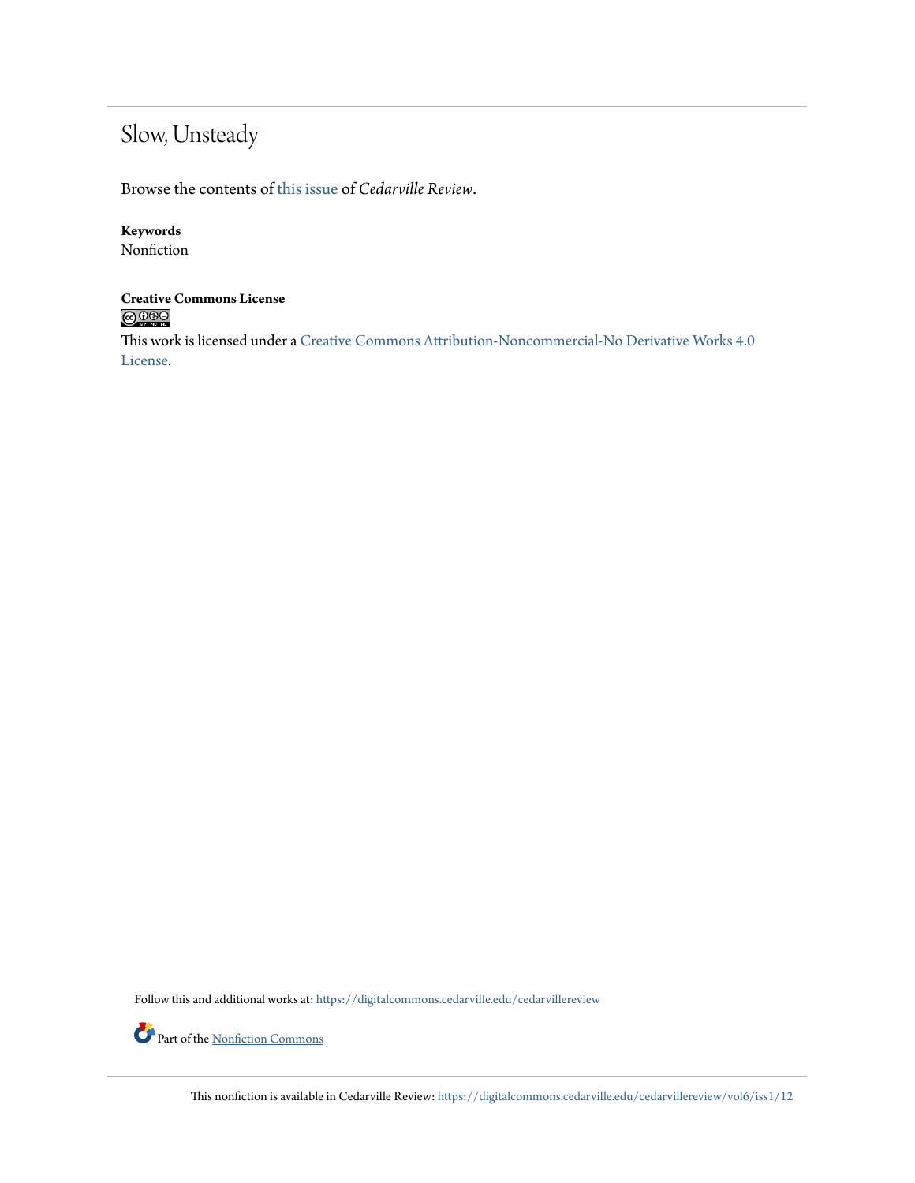# Slow, Unsteady

Browse the contents of this issue of *Cedarville Review*.

**Keywords**
Nonfiction

**Creative Commons License**

This work is licensed under a Creative Commons Attribution-Noncommercial-No Derivative Works 4.0 License.

Follow this and additional works at: https://digitalcommons.cedarville.edu/cedarvillereview

Part of the Nonfiction Commons

This nonfiction is available in Cedarville Review: https://digitalcommons.cedarville.edu/cedarvillereview/vol6/iss1/12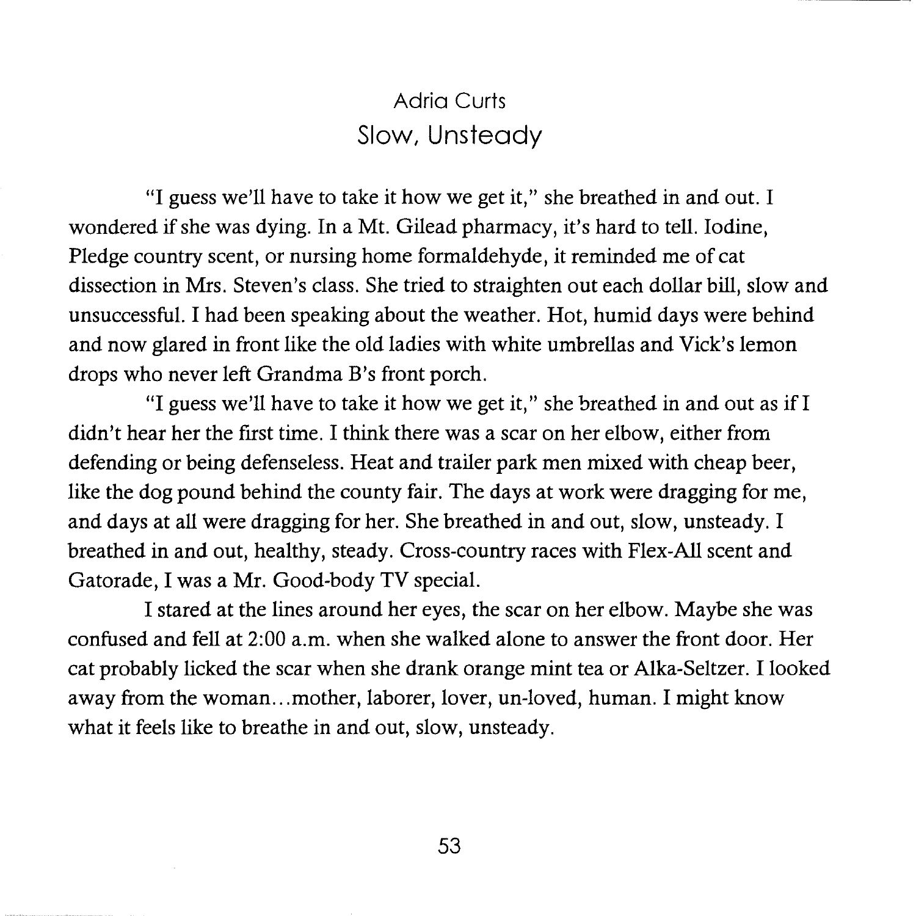Adria Curts

# Slow, Unsteady

"I guess we'll have to take it how we get it," she breathed in and out. I wondered if she was dying. In a Mt. Gilead pharmacy, it's hard to tell. Iodine, Pledge country scent, or nursing home formaldehyde, it reminded me of cat dissection in Mrs. Steven's class. She tried to straighten out each dollar bill, slow and unsuccessful. I had been speaking about the weather. Hot, humid days were behind and now glared in front like the old ladies with white umbrellas and Vick's lemon drops who never left Grandma B's front porch.

"I guess we'll have to take it how we get it," she breathed in and out as if I didn't hear her the first time. I think there was a scar on her elbow, either from defending or being defenseless. Heat and trailer park men mixed with cheap beer, like the dog pound behind the county fair. The days at work were dragging for me, and days at all were dragging for her. She breathed in and out, slow, unsteady. I breathed in and out, healthy, steady. Cross-country races with Flex-All scent and Gatorade, I was a Mr. Good-body TV special.

I stared at the lines around her eyes, the scar on her elbow. Maybe she was confused and fell at 2:00 a.m. when she walked alone to answer the front door. Her cat probably licked the scar when she drank orange mint tea or Alka-Seltzer. I looked away from the woman...mother, laborer, lover, un-loved, human. I might know what it feels like to breathe in and out, slow, unsteady.